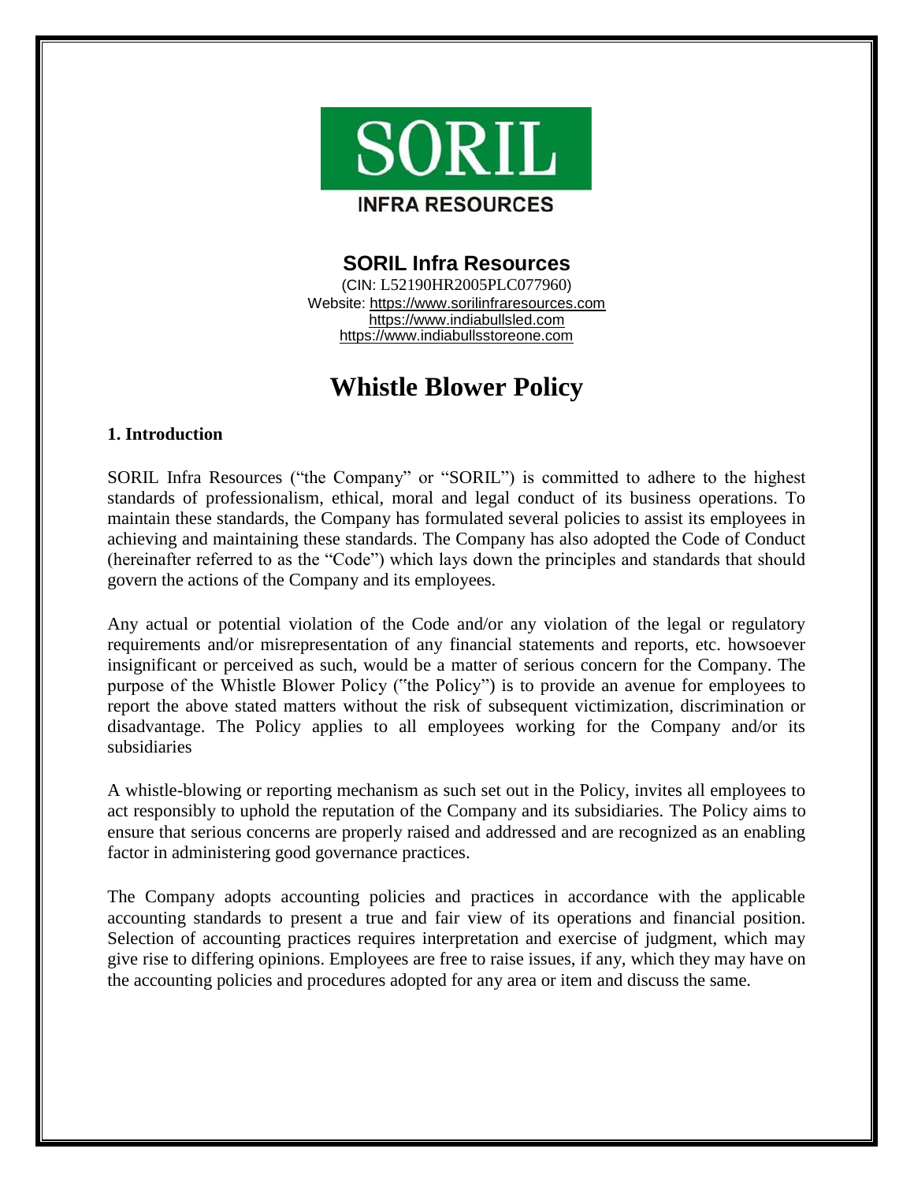SORIL

INFRA RESOURCES

**SORIL Infra Resources**

(CIN: L52190HR2005PLC077960)
Website: https://www.sorilinfraresources.com
https://www.indiabullsled.com
https://www.indiabullsstoreone.com

# Whistle Blower Policy

## 1. Introduction

SORIL Infra Resources ("the Company" or "SORIL") is committed to adhere to the highest standards of professionalism, ethical, moral and legal conduct of its business operations. To maintain these standards, the Company has formulated several policies to assist its employees in achieving and maintaining these standards. The Company has also adopted the Code of Conduct (hereinafter referred to as the "Code") which lays down the principles and standards that should govern the actions of the Company and its employees.

Any actual or potential violation of the Code and/or any violation of the legal or regulatory requirements and/or misrepresentation of any financial statements and reports, etc. howsoever insignificant or perceived as such, would be a matter of serious concern for the Company. The purpose of the Whistle Blower Policy ("the Policy") is to provide an avenue for employees to report the above stated matters without the risk of subsequent victimization, discrimination or disadvantage. The Policy applies to all employees working for the Company and/or its subsidiaries

A whistle-blowing or reporting mechanism as such set out in the Policy, invites all employees to act responsibly to uphold the reputation of the Company and its subsidiaries. The Policy aims to ensure that serious concerns are properly raised and addressed and are recognized as an enabling factor in administering good governance practices.

The Company adopts accounting policies and practices in accordance with the applicable accounting standards to present a true and fair view of its operations and financial position. Selection of accounting practices requires interpretation and exercise of judgment, which may give rise to differing opinions. Employees are free to raise issues, if any, which they may have on the accounting policies and procedures adopted for any area or item and discuss the same.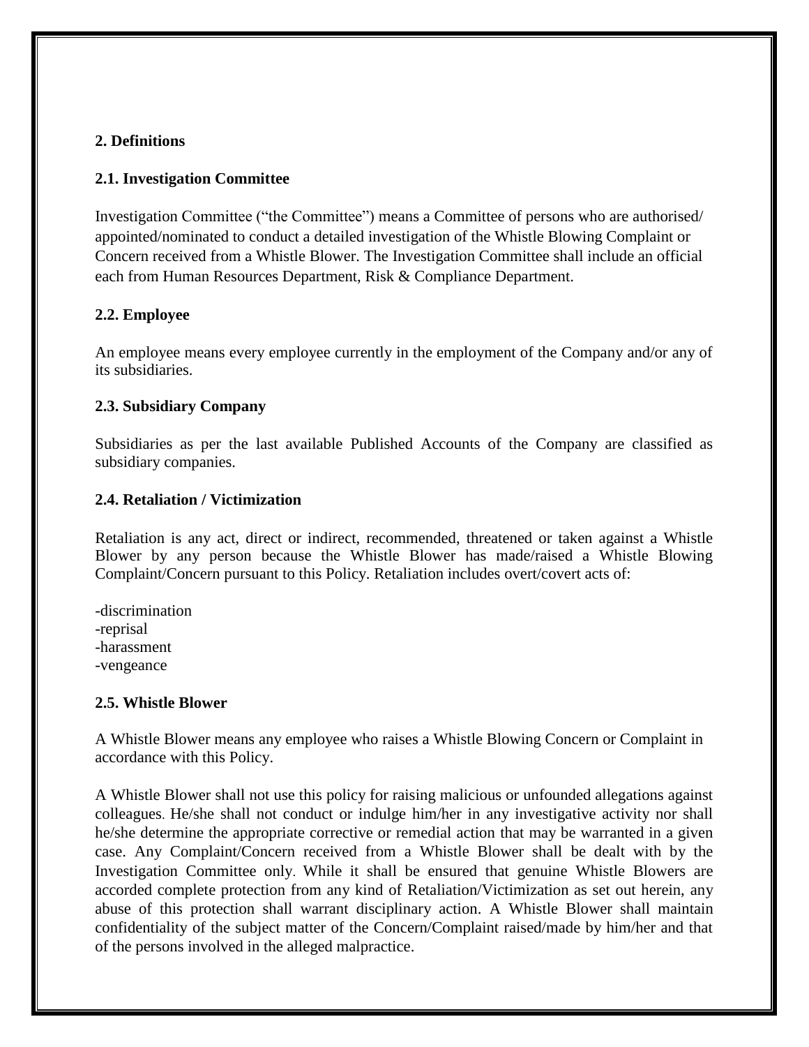## 2. Definitions

### 2.1. Investigation Committee

Investigation Committee ("the Committee") means a Committee of persons who are authorised/ appointed/nominated to conduct a detailed investigation of the Whistle Blowing Complaint or Concern received from a Whistle Blower. The Investigation Committee shall include an official each from Human Resources Department, Risk & Compliance Department.

### 2.2. Employee

An employee means every employee currently in the employment of the Company and/or any of its subsidiaries.

### 2.3. Subsidiary Company

Subsidiaries as per the last available Published Accounts of the Company are classified as subsidiary companies.

### 2.4. Retaliation / Victimization

Retaliation is any act, direct or indirect, recommended, threatened or taken against a Whistle Blower by any person because the Whistle Blower has made/raised a Whistle Blowing Complaint/Concern pursuant to this Policy. Retaliation includes overt/covert acts of:

-discrimination
-reprisal
-harassment
-vengeance

### 2.5. Whistle Blower

A Whistle Blower means any employee who raises a Whistle Blowing Concern or Complaint in accordance with this Policy.

A Whistle Blower shall not use this policy for raising malicious or unfounded allegations against colleagues. He/she shall not conduct or indulge him/her in any investigative activity nor shall he/she determine the appropriate corrective or remedial action that may be warranted in a given case. Any Complaint/Concern received from a Whistle Blower shall be dealt with by the Investigation Committee only. While it shall be ensured that genuine Whistle Blowers are accorded complete protection from any kind of Retaliation/Victimization as set out herein, any abuse of this protection shall warrant disciplinary action. A Whistle Blower shall maintain confidentiality of the subject matter of the Concern/Complaint raised/made by him/her and that of the persons involved in the alleged malpractice.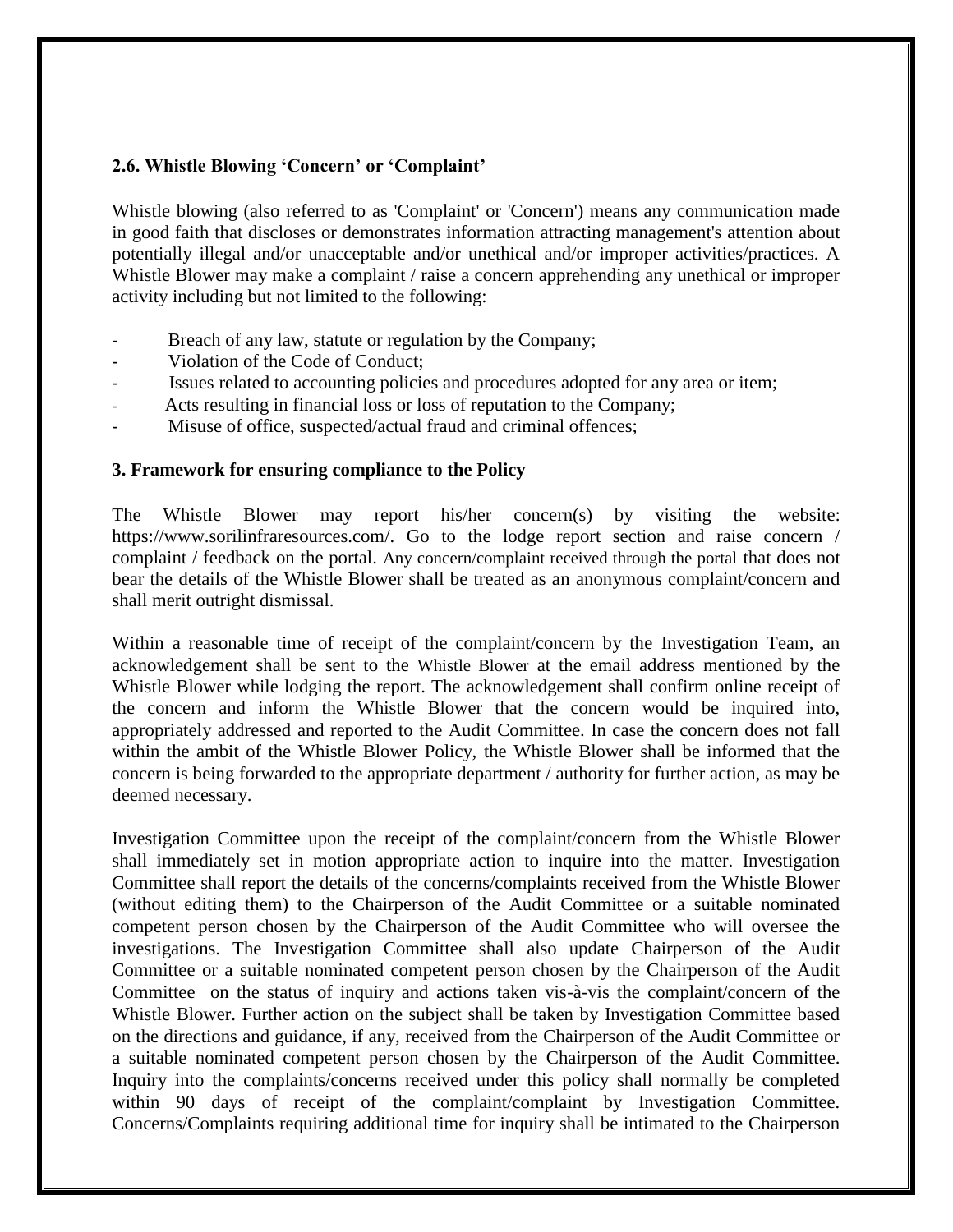### 2.6. Whistle Blowing 'Concern' or 'Complaint'

Whistle blowing (also referred to as 'Complaint' or 'Concern') means any communication made in good faith that discloses or demonstrates information attracting management's attention about potentially illegal and/or unacceptable and/or unethical and/or improper activities/practices. A Whistle Blower may make a complaint / raise a concern apprehending any unethical or improper activity including but not limited to the following:

- Breach of any law, statute or regulation by the Company;
- Violation of the Code of Conduct;
- Issues related to accounting policies and procedures adopted for any area or item;
- Acts resulting in financial loss or loss of reputation to the Company;
- Misuse of office, suspected/actual fraud and criminal offences;

## 3. Framework for ensuring compliance to the Policy

The Whistle Blower may report his/her concern(s) by visiting the website: https://www.sorilinfraresources.com/. Go to the lodge report section and raise concern / complaint / feedback on the portal. Any concern/complaint received through the portal that does not bear the details of the Whistle Blower shall be treated as an anonymous complaint/concern and shall merit outright dismissal.

Within a reasonable time of receipt of the complaint/concern by the Investigation Team, an acknowledgement shall be sent to the Whistle Blower at the email address mentioned by the Whistle Blower while lodging the report. The acknowledgement shall confirm online receipt of the concern and inform the Whistle Blower that the concern would be inquired into, appropriately addressed and reported to the Audit Committee. In case the concern does not fall within the ambit of the Whistle Blower Policy, the Whistle Blower shall be informed that the concern is being forwarded to the appropriate department / authority for further action, as may be deemed necessary.

Investigation Committee upon the receipt of the complaint/concern from the Whistle Blower shall immediately set in motion appropriate action to inquire into the matter. Investigation Committee shall report the details of the concerns/complaints received from the Whistle Blower (without editing them) to the Chairperson of the Audit Committee or a suitable nominated competent person chosen by the Chairperson of the Audit Committee who will oversee the investigations. The Investigation Committee shall also update Chairperson of the Audit Committee or a suitable nominated competent person chosen by the Chairperson of the Audit Committee on the status of inquiry and actions taken vis-à-vis the complaint/concern of the Whistle Blower. Further action on the subject shall be taken by Investigation Committee based on the directions and guidance, if any, received from the Chairperson of the Audit Committee or a suitable nominated competent person chosen by the Chairperson of the Audit Committee. Inquiry into the complaints/concerns received under this policy shall normally be completed within 90 days of receipt of the complaint/complaint by Investigation Committee. Concerns/Complaints requiring additional time for inquiry shall be intimated to the Chairperson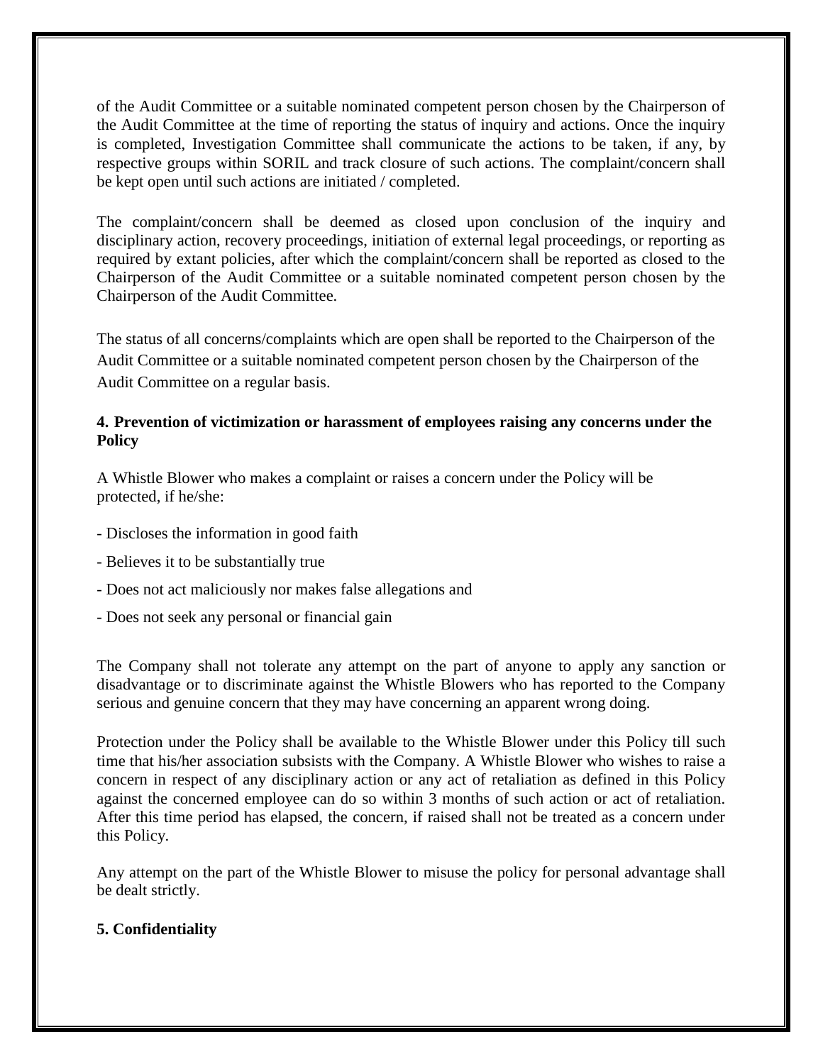of the Audit Committee or a suitable nominated competent person chosen by the Chairperson of the Audit Committee at the time of reporting the status of inquiry and actions. Once the inquiry is completed, Investigation Committee shall communicate the actions to be taken, if any, by respective groups within SORIL and track closure of such actions. The complaint/concern shall be kept open until such actions are initiated / completed.

The complaint/concern shall be deemed as closed upon conclusion of the inquiry and disciplinary action, recovery proceedings, initiation of external legal proceedings, or reporting as required by extant policies, after which the complaint/concern shall be reported as closed to the Chairperson of the Audit Committee or a suitable nominated competent person chosen by the Chairperson of the Audit Committee.

The status of all concerns/complaints which are open shall be reported to the Chairperson of the Audit Committee or a suitable nominated competent person chosen by the Chairperson of the Audit Committee on a regular basis.

**4. Prevention of victimization or harassment of employees raising any concerns under the Policy**

A Whistle Blower who makes a complaint or raises a concern under the Policy will be protected, if he/she:

- Discloses the information in good faith
- Believes it to be substantially true
- Does not act maliciously nor makes false allegations and
- Does not seek any personal or financial gain

The Company shall not tolerate any attempt on the part of anyone to apply any sanction or disadvantage or to discriminate against the Whistle Blowers who has reported to the Company serious and genuine concern that they may have concerning an apparent wrong doing.

Protection under the Policy shall be available to the Whistle Blower under this Policy till such time that his/her association subsists with the Company. A Whistle Blower who wishes to raise a concern in respect of any disciplinary action or any act of retaliation as defined in this Policy against the concerned employee can do so within 3 months of such action or act of retaliation. After this time period has elapsed, the concern, if raised shall not be treated as a concern under this Policy.

Any attempt on the part of the Whistle Blower to misuse the policy for personal advantage shall be dealt strictly.

**5. Confidentiality**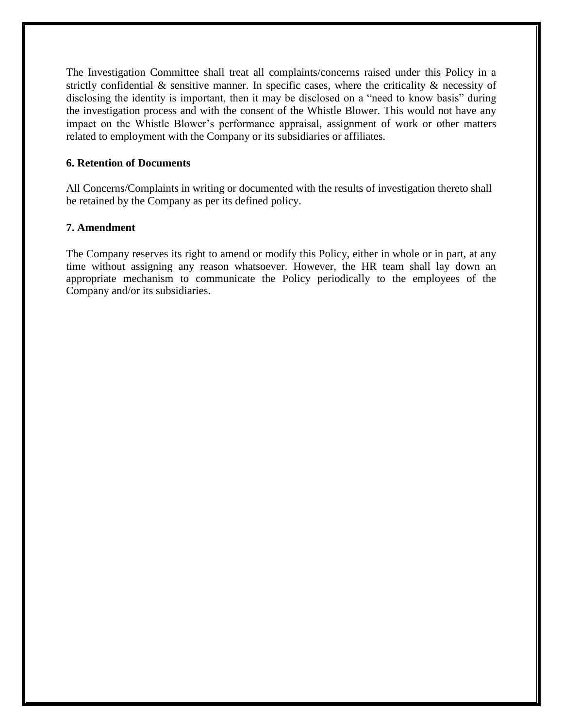The Investigation Committee shall treat all complaints/concerns raised under this Policy in a strictly confidential & sensitive manner. In specific cases, where the criticality & necessity of disclosing the identity is important, then it may be disclosed on a "need to know basis" during the investigation process and with the consent of the Whistle Blower. This would not have any impact on the Whistle Blower's performance appraisal, assignment of work or other matters related to employment with the Company or its subsidiaries or affiliates.

**6. Retention of Documents**

All Concerns/Complaints in writing or documented with the results of investigation thereto shall be retained by the Company as per its defined policy.

**7. Amendment**

The Company reserves its right to amend or modify this Policy, either in whole or in part, at any time without assigning any reason whatsoever. However, the HR team shall lay down an appropriate mechanism to communicate the Policy periodically to the employees of the Company and/or its subsidiaries.